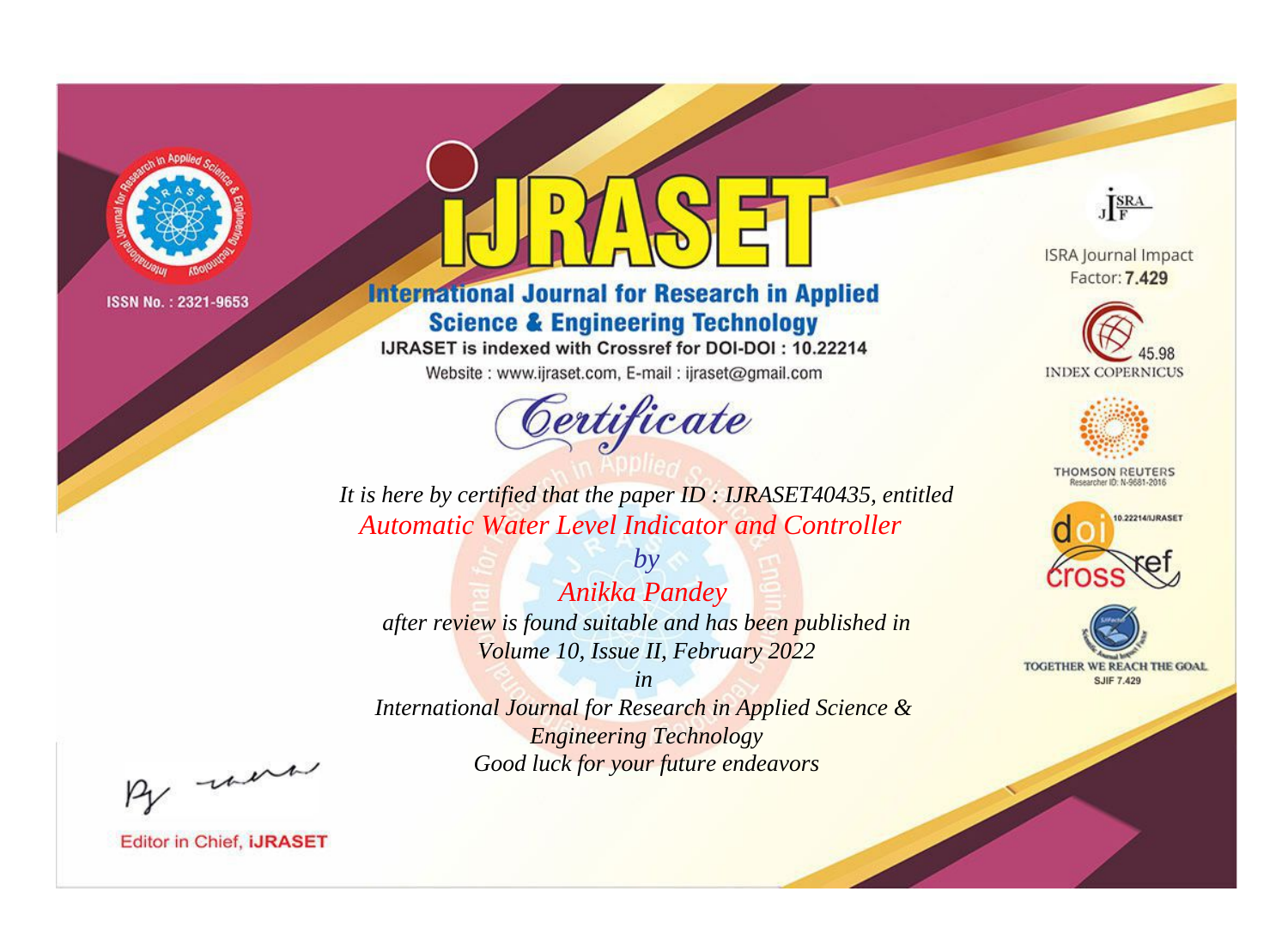ISSN No. : 2321-9653

# IJRASET

## International Journal for Research in Applied Science & Engineering Technology

IJRASET is indexed with Crossref for DOI-DOI : 10.22214

Website : www.ijraset.com, E-mail : ijraset@gmail.com

## Certificate

*It is here by certified that the paper ID : IJRASET40435, entitled*

*Automatic Water Level Indicator and Controller*

*by*

*Anikka Pandey*

*after review is found suitable and has been published in*

*Volume 10, Issue II, February 2022*

*in*

*International Journal for Research in Applied Science & Engineering Technology*

*Good luck for your future endeavors*

ISRA Journal Impact Factor: **7.429**

45.98 INDEX COPERNICUS

THOMSON REUTERS Researcher ID: N-9681-2016

10.22214/IJRASET

TOGETHER WE REACH THE GOAL SJIF 7.429

Editor in Chief, IJRASET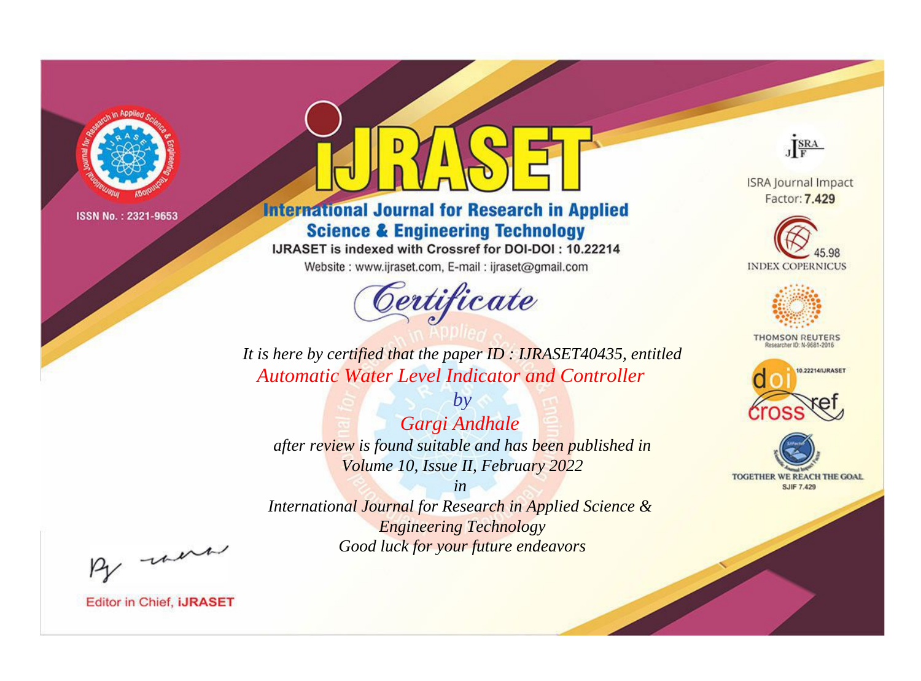ISSN No. : 2321-9653

# iJRASET

## International Journal for Research in Applied Science & Engineering Technology

IJRASET is indexed with Crossref for DOI-DOI : 10.22214

Website : www.ijraset.com, E-mail : ijraset@gmail.com

# Certificate

*It is here by certified that the paper ID : IJRASET40435, entitled*

*Automatic Water Level Indicator and Controller*

*by*

*Gargi Andhale*

*after review is found suitable and has been published in*

*Volume 10, Issue II, February 2022*

*in*

*International Journal for Research in Applied Science & Engineering Technology*

*Good luck for your future endeavors*

ISRA Journal Impact Factor: **7.429**

45.98 INDEX COPERNICUS

THOMSON REUTERS Researcher ID: N-9681-2016

10.22214/IJRASET

TOGETHER WE REACH THE GOAL SJIF 7.429

Editor in Chief, **iJRASET**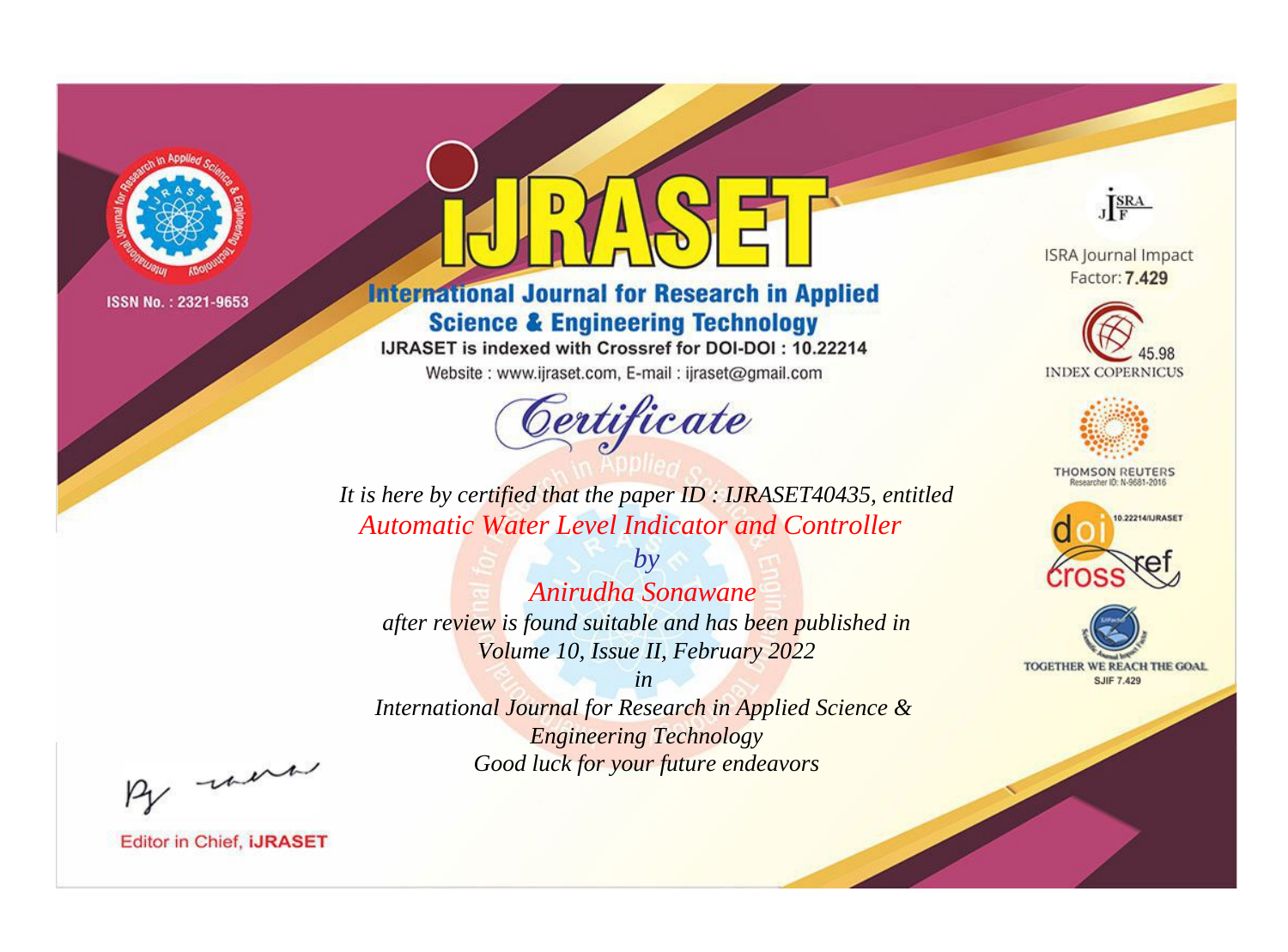ISSN No. : 2321-9653

# IJRASET

## International Journal for Research in Applied Science & Engineering Technology

IJRASET is indexed with Crossref for DOI-DOI : 10.22214

Website : www.ijraset.com, E-mail : ijraset@gmail.com

## Certificate

*It is here by certified that the paper ID : IJRASET40435, entitled*

*Automatic Water Level Indicator and Controller*

*by*

*Anirudha Sonawane*

*after review is found suitable and has been published in*

*Volume 10, Issue II, February 2022*

*in*

*International Journal for Research in Applied Science & Engineering Technology*

*Good luck for your future endeavors*

ISRA Journal Impact Factor: **7.429**

45.98 INDEX COPERNICUS

THOMSON REUTERS Researcher ID: N-9681-2016

10.22214/IJRASET

TOGETHER WE REACH THE GOAL SJIF 7.429

Editor in Chief, **iJRASET**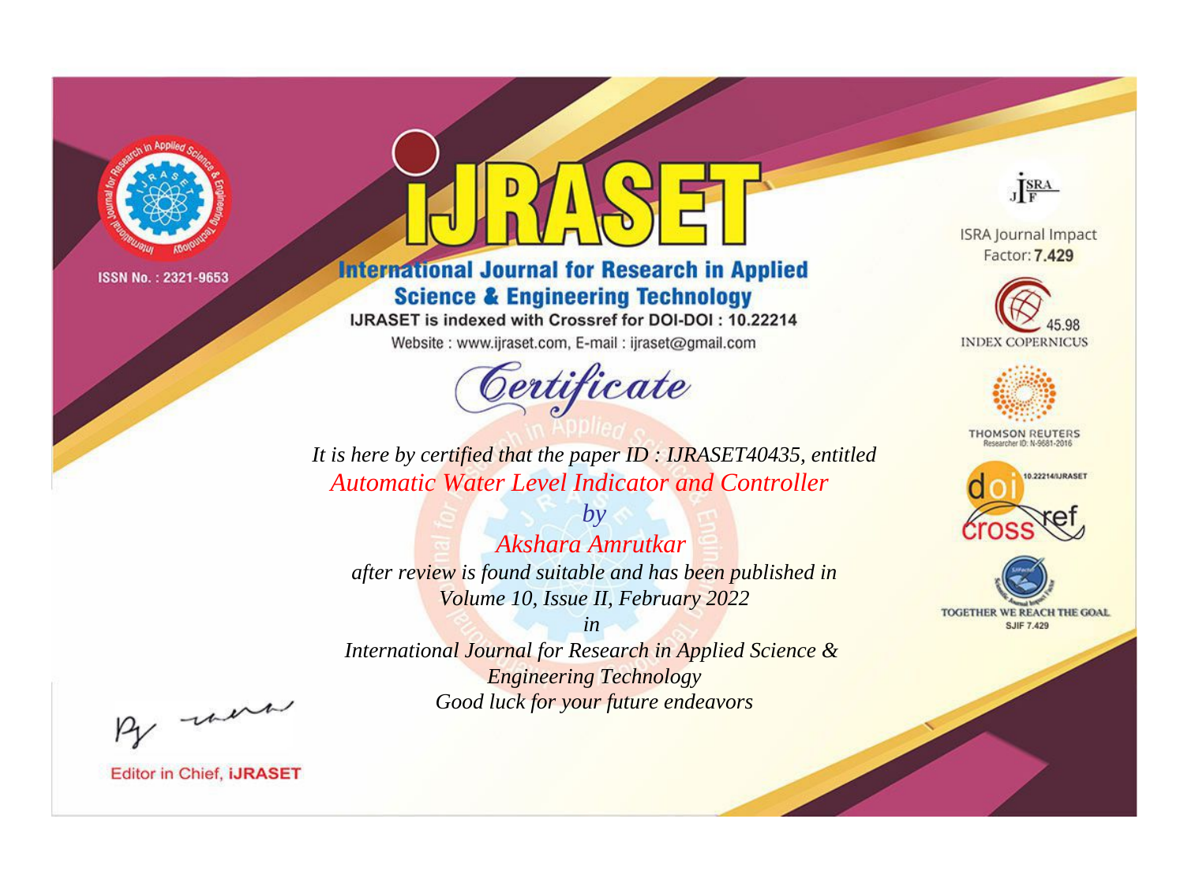ISSN No. : 2321-9653

# iJRASET

## International Journal for Research in Applied Science & Engineering Technology

IJRASET is indexed with Crossref for DOI-DOI : 10.22214

Website : www.ijraset.com, E-mail : ijraset@gmail.com

ISRA Journal Impact Factor: **7.429**

45.98 INDEX COPERNICUS

THOMSON REUTERS Researcher ID: N-9681-2016

10.22214/IJRASET

TOGETHER WE REACH THE GOAL SJIF 7.429

## *Certificate*

*It is here by certified that the paper ID : IJRASET40435, entitled*

*Automatic Water Level Indicator and Controller*

*by*

*Akshara Amrutkar*

*after review is found suitable and has been published in*

*Volume 10, Issue II, February 2022*

*in*

*International Journal for Research in Applied Science & Engineering Technology*

*Good luck for your future endeavors*

Editor in Chief, **iJRASET**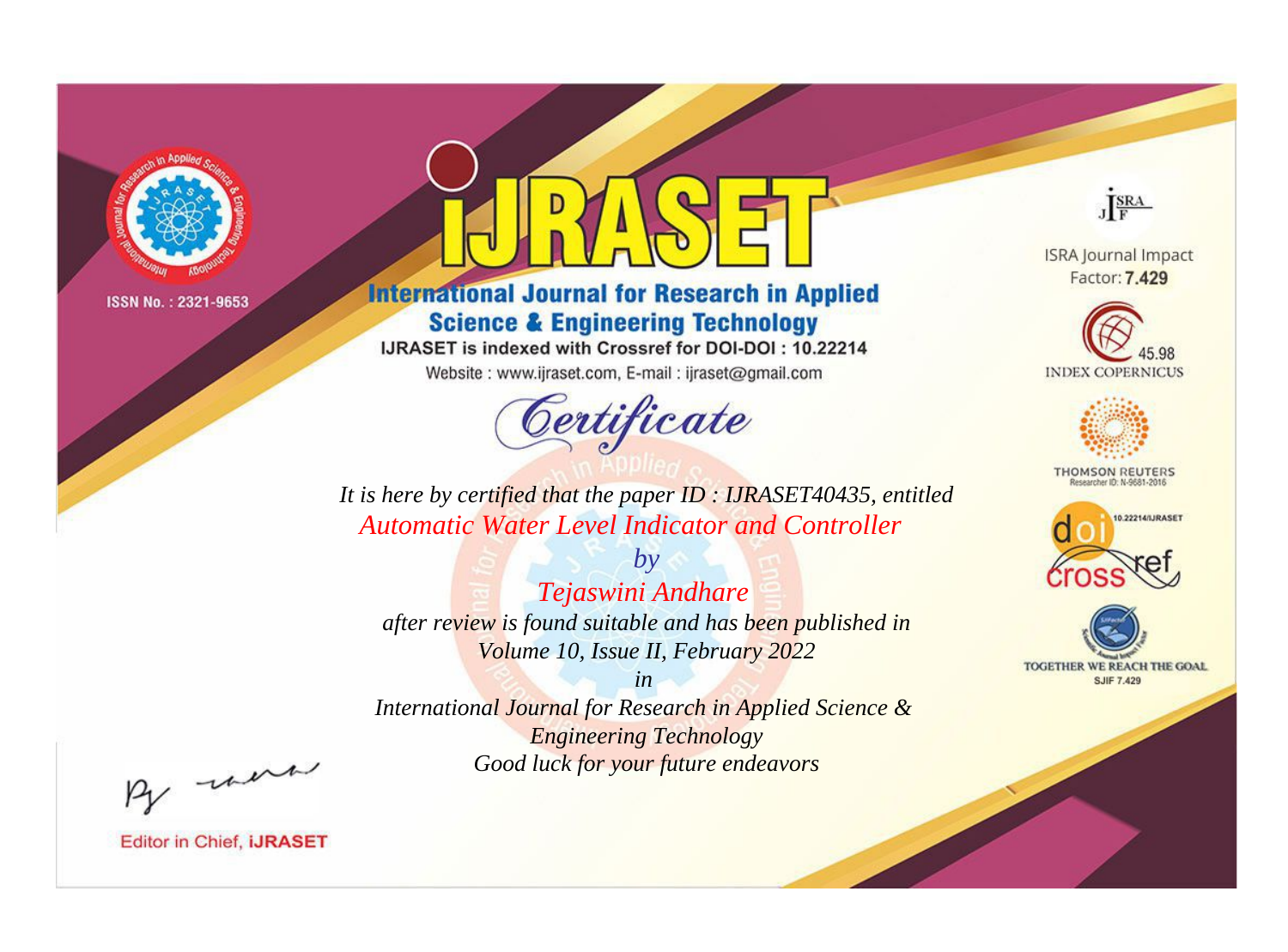ISSN No. : 2321-9653

# iJRASET

## International Journal for Research in Applied Science & Engineering Technology

IJRASET is indexed with Crossref for DOI-DOI : 10.22214

Website : www.ijraset.com, E-mail : ijraset@gmail.com

*Certificate*

*It is here by certified that the paper ID : IJRASET40435, entitled*

*Automatic Water Level Indicator and Controller*

*by*

*Tejaswini Andhare*

*after review is found suitable and has been published in*

*Volume 10, Issue II, February 2022*

*in*

*International Journal for Research in Applied Science & Engineering Technology*

*Good luck for your future endeavors*

ISRA Journal Impact Factor: **7.429**

45.98 INDEX COPERNICUS

THOMSON REUTERS Researcher ID: N-9681-2016

10.22214/IJRASET

TOGETHER WE REACH THE GOAL SJIF 7.429

Editor in Chief, **iJRASET**